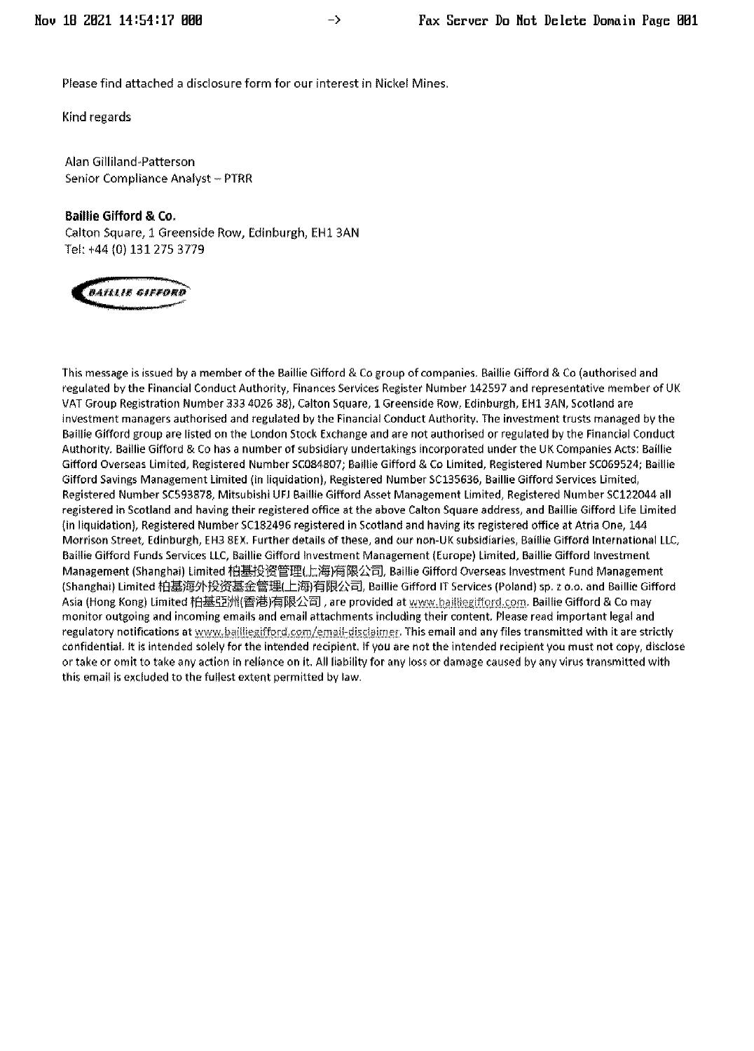Please find attached a disclosure form for our interest in Nickel Mines.

Kind regards

Alan Gilliland-Patterson
Senior Compliance Analyst – PTRR

**Baillie Gifford & Co.**
Calton Square, 1 Greenside Row, Edinburgh, EH1 3AN
Tel: +44 (0) 131 275 3779

This message is issued by a member of the Baillie Gifford & Co group of companies. Baillie Gifford & Co (authorised and regulated by the Financial Conduct Authority, Finances Services Register Number 142597 and representative member of UK VAT Group Registration Number 333 4026 38), Calton Square, 1 Greenside Row, Edinburgh, EH1 3AN, Scotland are investment managers authorised and regulated by the Financial Conduct Authority. The investment trusts managed by the Baillie Gifford group are listed on the London Stock Exchange and are not authorised or regulated by the Financial Conduct Authority. Baillie Gifford & Co has a number of subsidiary undertakings incorporated under the UK Companies Acts: Baillie Gifford Overseas Limited, Registered Number SC084807; Baillie Gifford & Co Limited, Registered Number SC069524; Baillie Gifford Savings Management Limited (in liquidation), Registered Number SC135636, Baillie Gifford Services Limited, Registered Number SC593878, Mitsubishi UFJ Baillie Gifford Asset Management Limited, Registered Number SC122044 all registered in Scotland and having their registered office at the above Calton Square address, and Baillie Gifford Life Limited (in liquidation), Registered Number SC182496 registered in Scotland and having its registered office at Atria One, 144 Morrison Street, Edinburgh, EH3 8EX. Further details of these, and our non-UK subsidiaries, Baillie Gifford International LLC, Baillie Gifford Funds Services LLC, Baillie Gifford Investment Management (Europe) Limited, Baillie Gifford Investment Management (Shanghai) Limited 柏基投资管理(上海)有限公司, Baillie Gifford Overseas Investment Fund Management (Shanghai) Limited 柏基海外投资基金管理(上海)有限公司, Baillie Gifford IT Services (Poland) sp. z o.o. and Baillie Gifford Asia (Hong Kong) Limited 柏基亞洲(香港)有限公司 , are provided at www.bailliegifford.com. Baillie Gifford & Co may monitor outgoing and incoming emails and email attachments including their content. Please read important legal and regulatory notifications at www.bailliegifford.com/email-disclaimer. This email and any files transmitted with it are strictly confidential. It is intended solely for the intended recipient. If you are not the intended recipient you must not copy, disclose or take or omit to take any action in reliance on it. All liability for any loss or damage caused by any virus transmitted with this email is excluded to the fullest extent permitted by law.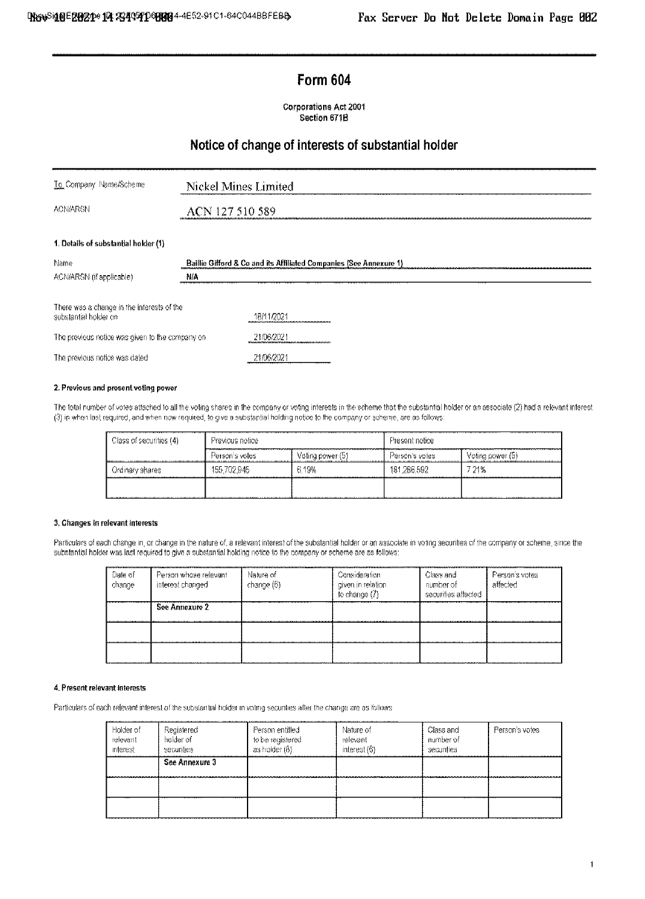# Form 604

Corporations Act 2001
Section 671B

## Notice of change of interests of substantial holder

| | |
|---|---|
| To Company Name/Scheme | Nickel Mines Limited |
| ACN/ARSN | ACN 127 510 589 |

### 1. Details of substantial holder (1)

| | |
|---|---|
| Name | Baillie Gifford & Co and its Affiliated Companies (See Annexure 1) |
| ACN/ARSN (if applicable) | N/A |

| | |
|---|---|
| There was a change in the interests of the substantial holder on | 18/11/2021 |
| The previous notice was given to the company on | 21/06/2021 |
| The previous notice was dated | 21/06/2021 |

### 2. Previous and present voting power

The total number of votes attached to all the voting shares in the company or voting interests in the scheme that the substantial holder or an associate (2) had a relevant interest (3) in when last required, and when now required, to give a substantial holding notice to the company or scheme, are as follows:

| Class of securities (4) | Previous notice | | Present notice | |
|---|---|---|---|---|
| | Person's votes | Voting power (5) | Person's votes | Voting power (5) |
| Ordinary shares | 155,702,945 | 6.19% | 181,286,592 | 7.21% |
| | | | | |

### 3. Changes in relevant interests

Particulars of each change in, or change in the nature of, a relevant interest of the substantial holder or an associate in voting securities of the company or scheme, since the substantial holder was last required to give a substantial holding notice to the company or scheme are as follows:

| Date of change | Person whose relevant interest changed | Nature of change (6) | Consideration given in relation to change (7) | Class and number of securities affected | Person's votes affected |
|---|---|---|---|---|---|
| | See Annexure 2 | | | | |
| | | | | | |
| | | | | | |

### 4. Present relevant interests

Particulars of each relevant interest of the substantial holder in voting securities after the change are as follows:

| Holder of relevant interest | Registered holder of securities | Person entitled to be registered as holder (8) | Nature of relevant interest (6) | Class and number of securities | Person's votes |
|---|---|---|---|---|---|
| | See Annexure 3 | | | | |
| | | | | | |
| | | | | | |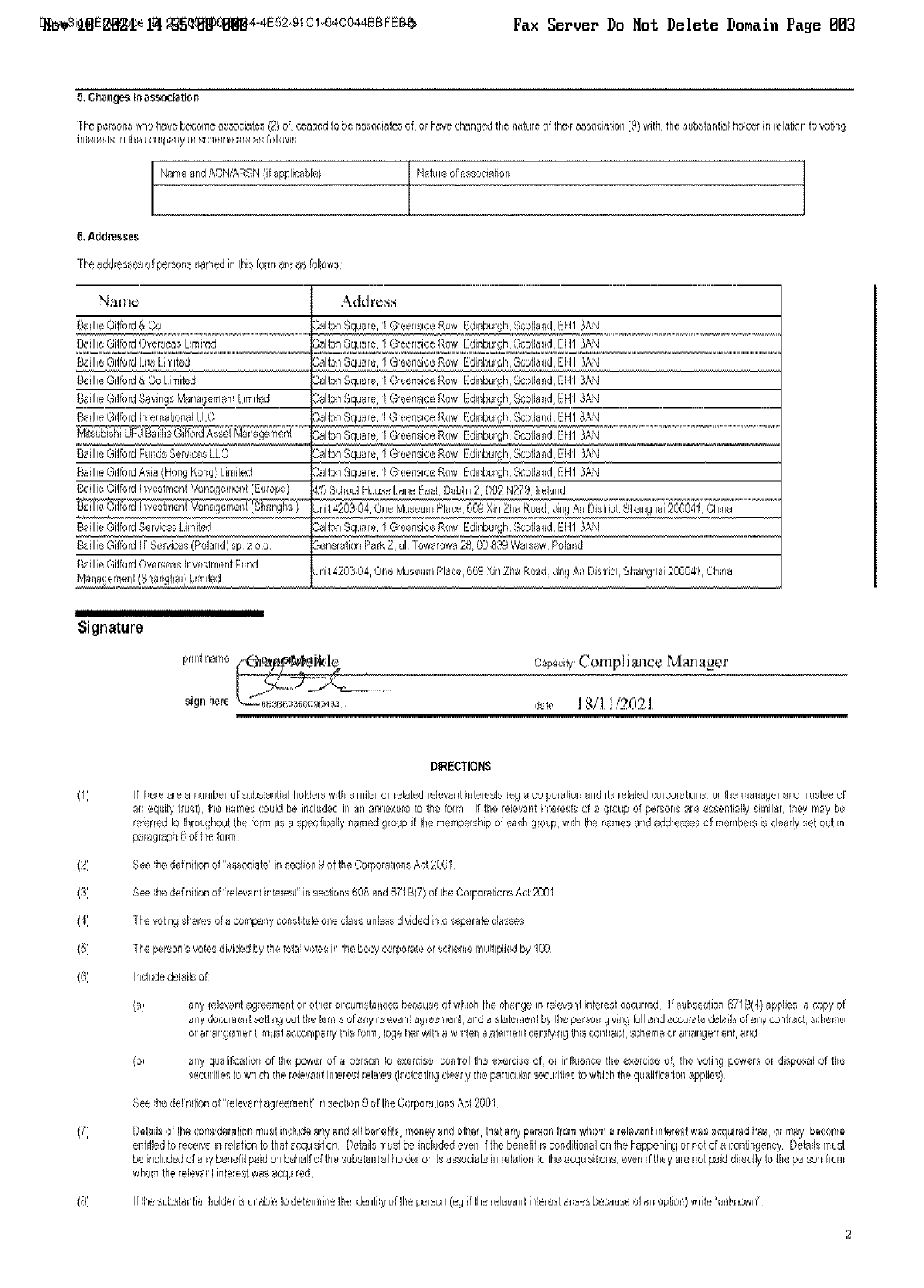### 5. Changes in association

The persons who have become associates (2) of, ceased to be associates of, or have changed the nature of their association (9) with, the substantial holder in relation to voting interests in the company or scheme are as follows:

| Name and ACN/ARSN (if applicable) | Nature of association |
|---|---|
| | |

### 6. Addresses

The addresses of persons named in this form are as follows:

| Name | Address |
|---|---|
| Baillie Gifford & Co | Calton Square, 1 Greenside Row, Edinburgh, Scotland, EH1 3AN |
| Baillie Gifford Overseas Limited | Calton Square, 1 Greenside Row, Edinburgh, Scotland, EH1 3AN |
| Baillie Gifford Life Limited | Calton Square, 1 Greenside Row, Edinburgh, Scotland, EH1 3AN |
| Baillie Gifford & Co Limited | Calton Square, 1 Greenside Row, Edinburgh, Scotland, EH1 3AN |
| Baillie Gifford Savings Management Limited | Calton Square, 1 Greenside Row, Edinburgh, Scotland, EH1 3AN |
| Baillie Gifford International LLC | Calton Square, 1 Greenside Row, Edinburgh, Scotland, EH1 3AN |
| Mitsubishi UFJ Baillie Gifford Asset Management | Calton Square, 1 Greenside Row, Edinburgh, Scotland, EH1 3AN |
| Baillie Gifford Funds Services LLC | Calton Square, 1 Greenside Row, Edinburgh, Scotland, EH1 3AN |
| Baillie Gifford Asia (Hong Kong) Limited | Calton Square, 1 Greenside Row, Edinburgh, Scotland, EH1 3AN |
| Baillie Gifford Investment Management (Europe) | 4/5 School House Lane East, Dublin 2, D02 N279, Ireland |
| Baillie Gifford Investment Management (Shanghai) | Unit 4203-04, One Museum Place, 669 Xin Zha Road, Jing An District, Shanghai 200041, China |
| Baillie Gifford Services Limited | Calton Square, 1 Greenside Row, Edinburgh, Scotland, EH1 3AN |
| Baillie Gifford IT Services (Poland) sp. z o.o. | Generation Park Z, ul. Towarowa 28, 00-839 Warsaw, Poland |
| Baillie Gifford Overseas Investment Fund Management (Shanghai) Limited | Unit 4203-04, One Museum Place, 669 Xin Zha Road, Jing An District, Shanghai 200041, China |

## Signature

print name Graeme Meikle Capacity: Compliance Manager

sign here date 18/11/2021

**DIRECTIONS**

(1) If there are a number of substantial holders with similar or related relevant interests (eg a corporation and its related corporations, or the manager and trustee of an equity trust), the names could be included in an annexure to the form. If the relevant interests of a group of persons are essentially similar, they may be referred to throughout the form as a specifically named group if the membership of each group, with the names and addresses of members is clearly set out in paragraph 6 of the form.

(2) See the definition of "associate" in section 9 of the Corporations Act 2001.

(3) See the definition of "relevant interest" in sections 608 and 671B(7) of the Corporations Act 2001.

(4) The voting shares of a company constitute one class unless divided into separate classes.

(5) The person's votes divided by the total votes in the body corporate or scheme multiplied by 100.

(6) Include details of:

(a) any relevant agreement or other circumstances because of which the change in relevant interest occurred. If subsection 671B(4) applies, a copy of any document setting out the terms of any relevant agreement, and a statement by the person giving full and accurate details of any contract, scheme or arrangement, must accompany this form, together with a written statement certifying this contract, scheme or arrangement; and

(b) any qualification of the power of a person to exercise, control the exercise of, or influence the exercise of, the voting powers or disposal of the securities to which the relevant interest relates (indicating clearly the particular securities to which the qualification applies).

See the definition of "relevant agreement" in section 9 of the Corporations Act 2001.

(7) Details of the consideration must include any and all benefits, money and other, that any person from whom a relevant interest was acquired has, or may, become entitled to receive in relation to that acquisition. Details must be included even if the benefit is conditional on the happening or not of a contingency. Details must be included of any benefit paid on behalf of the substantial holder or its associate in relation to the acquisitions, even if they are not paid directly to the person from whom the relevant interest was acquired.

(8) If the substantial holder is unable to determine the identity of the person (eg if the relevant interest arises because of an option) write 'unknown'.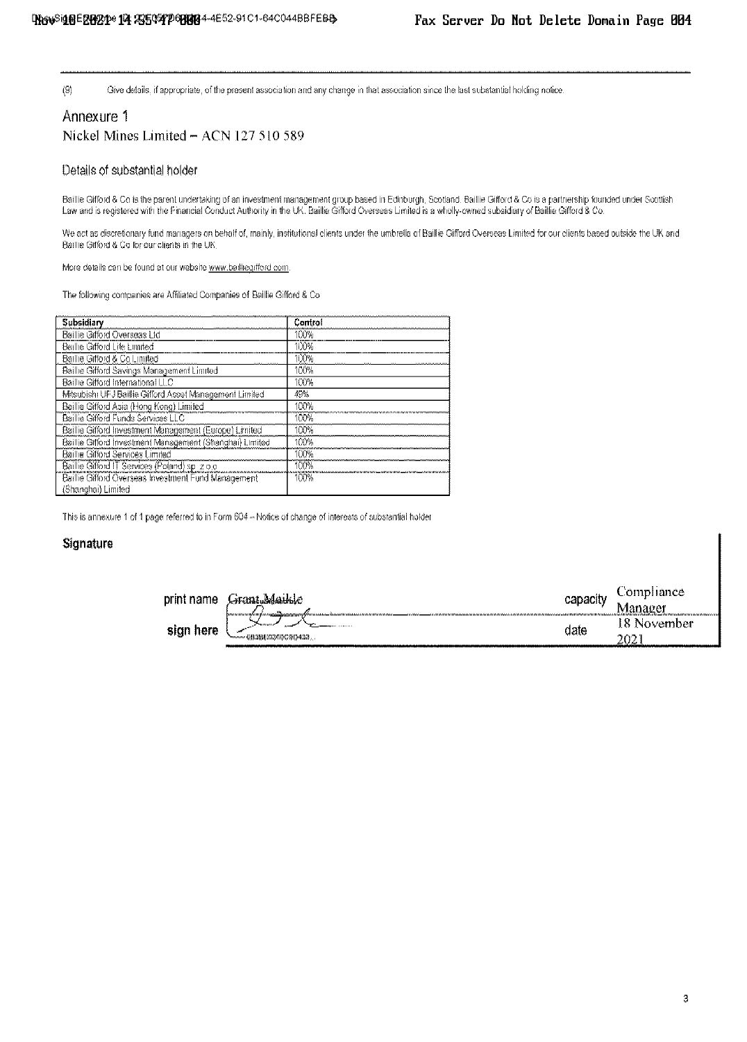(9) Give details, if appropriate, of the present association and any change in that association since the last substantial holding notice.

# Annexure 1

## Nickel Mines Limited – ACN 127 510 589

### Details of substantial holder

Baillie Gifford & Co is the parent undertaking of an investment management group based in Edinburgh, Scotland. Baillie Gifford & Co is a partnership founded under Scottish Law and is registered with the Financial Conduct Authority in the UK. Baillie Gifford Overseas Limited is a wholly-owned subsidiary of Baillie Gifford & Co.

We act as discretionary fund managers on behalf of, mainly, institutional clients under the umbrella of Baillie Gifford Overseas Limited for our clients based outside the UK and Baillie Gifford & Co for our clients in the UK.

More details can be found at our website www.bailliegifford.com.

The following companies are Affiliated Companies of Baillie Gifford & Co

| Subsidiary | Control |
| --- | --- |
| Baillie Gifford Overseas Ltd | 100% |
| Baillie Gifford Life Limited | 100% |
| Baillie Gifford & Co Limited | 100% |
| Baillie Gifford Savings Management Limited | 100% |
| Baillie Gifford International LLC | 100% |
| Mitsubishi UFJ Baillie Gifford Asset Management Limited | 49% |
| Baillie Gifford Asia (Hong Kong) Limited | 100% |
| Baillie Gifford Funds Services LLC | 100% |
| Baillie Gifford Investment Management (Europe) Limited | 100% |
| Baillie Gifford Investment Management (Shanghai) Limited | 100% |
| Baillie Gifford Services Limited | 100% |
| Baillie Gifford IT Services (Poland) sp. z o.o. | 100% |
| Baillie Gifford Overseas Investment Fund Management (Shanghai) Limited | 100% |

This is annexure 1 of 1 page referred to in Form 604 – Notice of change of interests of substantial holder

### Signature

print name Grant Meikle capacity Compliance Manager

sign here 6B3BE0360C8D433... date 18 November 2021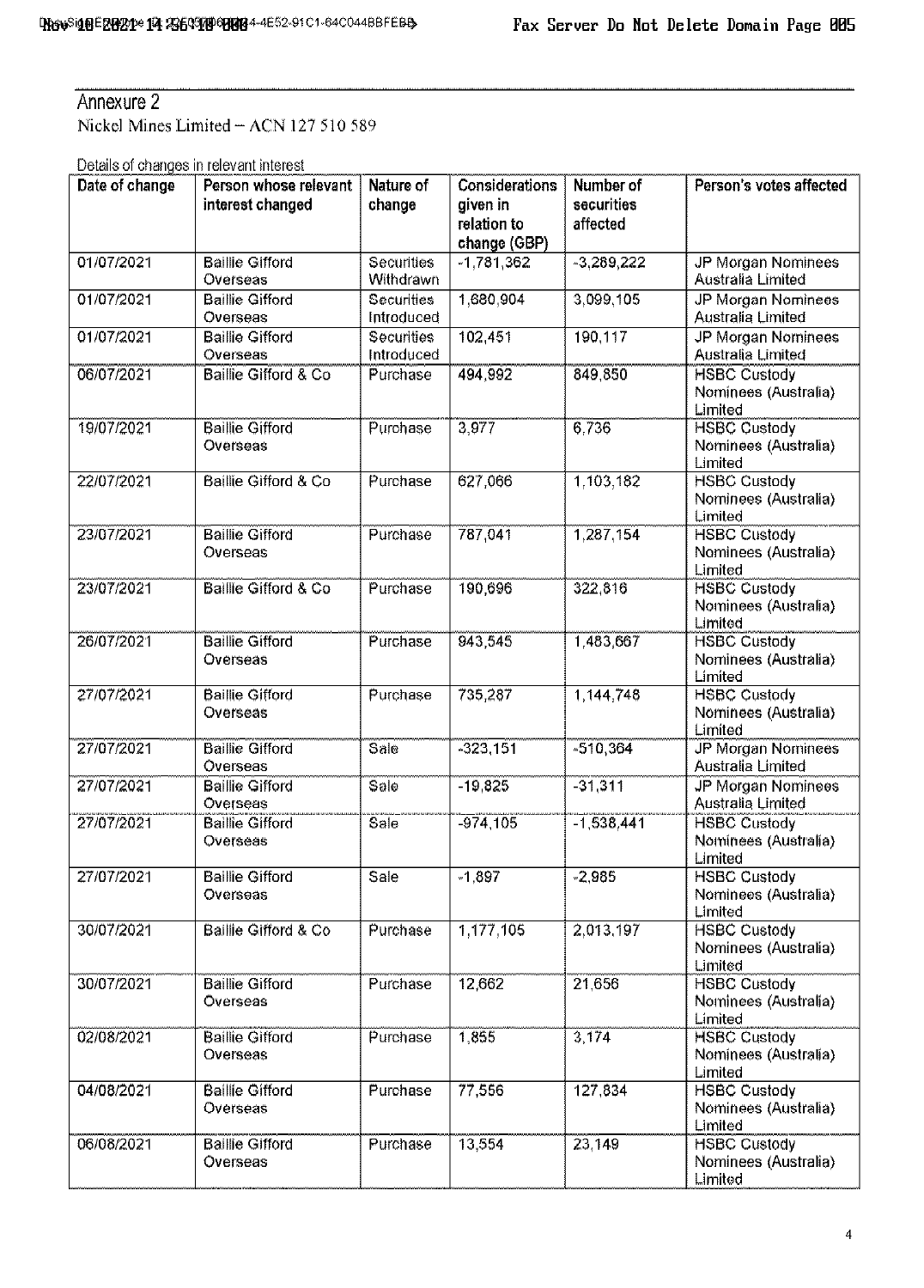## Annexure 2

Nickel Mines Limited – ACN 127 510 589

Details of changes in relevant interest

| Date of change | Person whose relevant interest changed | Nature of change | Considerations given in relation to change (GBP) | Number of securities affected | Person's votes affected |
|---|---|---|---|---|---|
| 01/07/2021 | Baillie Gifford Overseas | Securities Withdrawn | -1,781,362 | -3,289,222 | JP Morgan Nominees Australia Limited |
| 01/07/2021 | Baillie Gifford Overseas | Securities Introduced | 1,680,904 | 3,099,105 | JP Morgan Nominees Australia Limited |
| 01/07/2021 | Baillie Gifford Overseas | Securities Introduced | 102,451 | 190,117 | JP Morgan Nominees Australia Limited |
| 06/07/2021 | Baillie Gifford & Co | Purchase | 494,992 | 849,850 | HSBC Custody Nominees (Australia) Limited |
| 19/07/2021 | Baillie Gifford Overseas | Purchase | 3,977 | 6,736 | HSBC Custody Nominees (Australia) Limited |
| 22/07/2021 | Baillie Gifford & Co | Purchase | 627,066 | 1,103,182 | HSBC Custody Nominees (Australia) Limited |
| 23/07/2021 | Baillie Gifford Overseas | Purchase | 787,041 | 1,287,154 | HSBC Custody Nominees (Australia) Limited |
| 23/07/2021 | Baillie Gifford & Co | Purchase | 190,696 | 322,816 | HSBC Custody Nominees (Australia) Limited |
| 26/07/2021 | Baillie Gifford Overseas | Purchase | 943,545 | 1,483,667 | HSBC Custody Nominees (Australia) Limited |
| 27/07/2021 | Baillie Gifford Overseas | Purchase | 735,287 | 1,144,748 | HSBC Custody Nominees (Australia) Limited |
| 27/07/2021 | Baillie Gifford Overseas | Sale | -323,151 | -510,364 | JP Morgan Nominees Australia Limited |
| 27/07/2021 | Baillie Gifford Overseas | Sale | -19,825 | -31,311 | JP Morgan Nominees Australia Limited |
| 27/07/2021 | Baillie Gifford Overseas | Sale | -974,105 | -1,538,441 | HSBC Custody Nominees (Australia) Limited |
| 27/07/2021 | Baillie Gifford Overseas | Sale | -1,897 | -2,985 | HSBC Custody Nominees (Australia) Limited |
| 30/07/2021 | Baillie Gifford & Co | Purchase | 1,177,105 | 2,013,197 | HSBC Custody Nominees (Australia) Limited |
| 30/07/2021 | Baillie Gifford Overseas | Purchase | 12,662 | 21,656 | HSBC Custody Nominees (Australia) Limited |
| 02/08/2021 | Baillie Gifford Overseas | Purchase | 1,855 | 3,174 | HSBC Custody Nominees (Australia) Limited |
| 04/08/2021 | Baillie Gifford Overseas | Purchase | 77,556 | 127,834 | HSBC Custody Nominees (Australia) Limited |
| 06/08/2021 | Baillie Gifford Overseas | Purchase | 13,554 | 23,149 | HSBC Custody Nominees (Australia) Limited |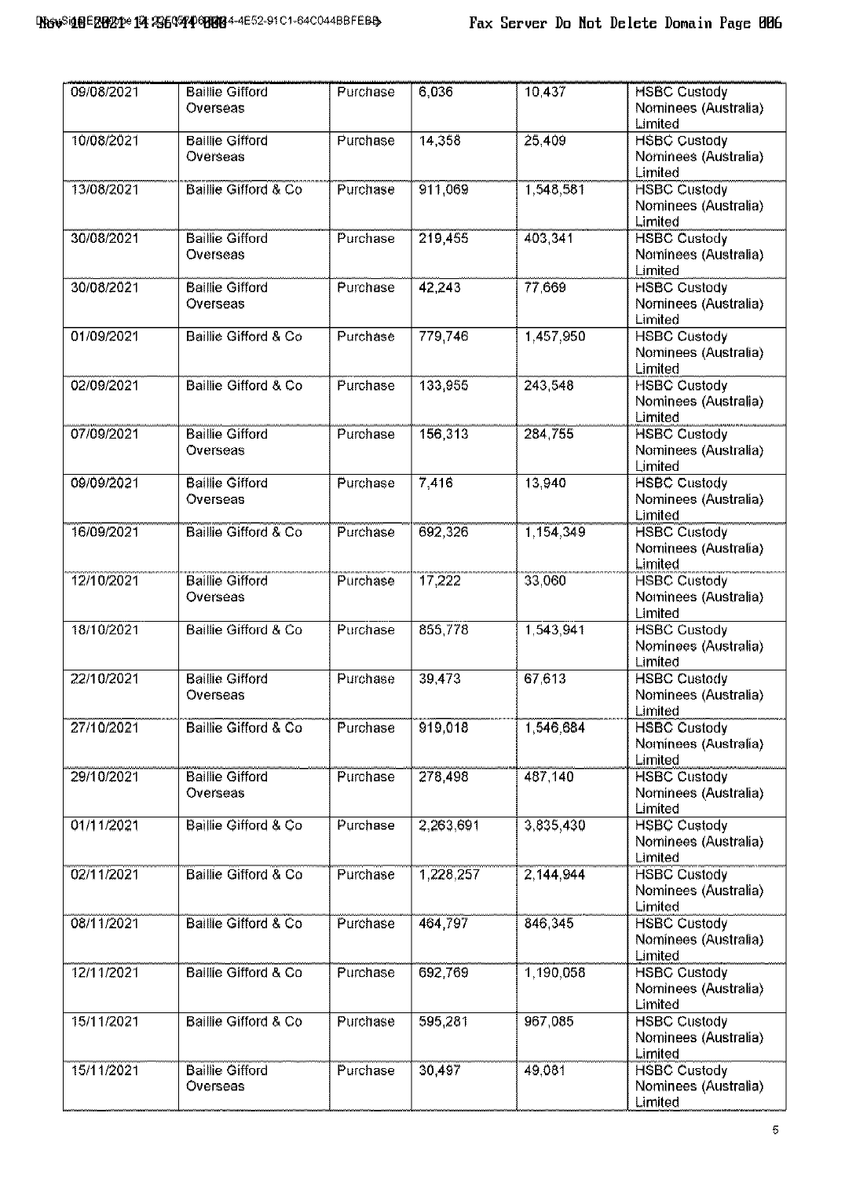| | | | | | |
|---|---|---|---|---|---|
| 09/08/2021 | Baillie Gifford Overseas | Purchase | 6,036 | 10,437 | HSBC Custody Nominees (Australia) Limited |
| 10/08/2021 | Baillie Gifford Overseas | Purchase | 14,358 | 25,409 | HSBC Custody Nominees (Australia) Limited |
| 13/08/2021 | Baillie Gifford & Co | Purchase | 911,069 | 1,548,581 | HSBC Custody Nominees (Australia) Limited |
| 30/08/2021 | Baillie Gifford Overseas | Purchase | 219,455 | 403,341 | HSBC Custody Nominees (Australia) Limited |
| 30/08/2021 | Baillie Gifford Overseas | Purchase | 42,243 | 77,669 | HSBC Custody Nominees (Australia) Limited |
| 01/09/2021 | Baillie Gifford & Co | Purchase | 779,746 | 1,457,950 | HSBC Custody Nominees (Australia) Limited |
| 02/09/2021 | Baillie Gifford & Co | Purchase | 133,955 | 243,548 | HSBC Custody Nominees (Australia) Limited |
| 07/09/2021 | Baillie Gifford Overseas | Purchase | 156,313 | 284,755 | HSBC Custody Nominees (Australia) Limited |
| 09/09/2021 | Baillie Gifford Overseas | Purchase | 7,416 | 13,940 | HSBC Custody Nominees (Australia) Limited |
| 16/09/2021 | Baillie Gifford & Co | Purchase | 692,326 | 1,154,349 | HSBC Custody Nominees (Australia) Limited |
| 12/10/2021 | Baillie Gifford Overseas | Purchase | 17,222 | 33,060 | HSBC Custody Nominees (Australia) Limited |
| 18/10/2021 | Baillie Gifford & Co | Purchase | 855,778 | 1,543,941 | HSBC Custody Nominees (Australia) Limited |
| 22/10/2021 | Baillie Gifford Overseas | Purchase | 39,473 | 67,613 | HSBC Custody Nominees (Australia) Limited |
| 27/10/2021 | Baillie Gifford & Co | Purchase | 919,018 | 1,546,684 | HSBC Custody Nominees (Australia) Limited |
| 29/10/2021 | Baillie Gifford Overseas | Purchase | 278,498 | 487,140 | HSBC Custody Nominees (Australia) Limited |
| 01/11/2021 | Baillie Gifford & Co | Purchase | 2,263,691 | 3,835,430 | HSBC Custody Nominees (Australia) Limited |
| 02/11/2021 | Baillie Gifford & Co | Purchase | 1,228,257 | 2,144,944 | HSBC Custody Nominees (Australia) Limited |
| 08/11/2021 | Baillie Gifford & Co | Purchase | 464,797 | 846,345 | HSBC Custody Nominees (Australia) Limited |
| 12/11/2021 | Baillie Gifford & Co | Purchase | 692,769 | 1,190,058 | HSBC Custody Nominees (Australia) Limited |
| 15/11/2021 | Baillie Gifford & Co | Purchase | 595,281 | 967,085 | HSBC Custody Nominees (Australia) Limited |
| 15/11/2021 | Baillie Gifford Overseas | Purchase | 30,497 | 49,081 | HSBC Custody Nominees (Australia) Limited |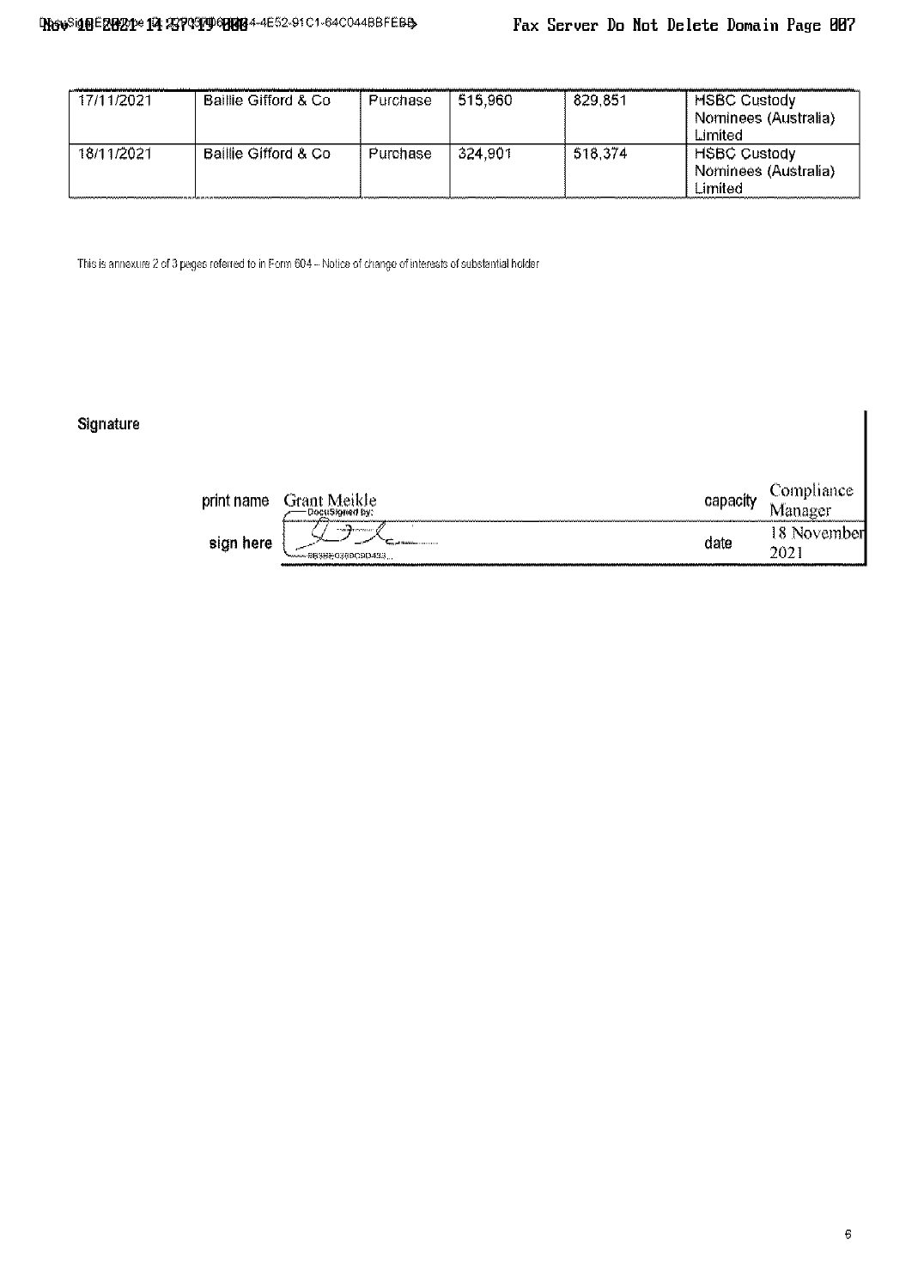| 17/11/2021 | Baillie Gifford & Co | Purchase | 515,960 | 829,851 | HSBC Custody Nominees (Australia) Limited |
|---|---|---|---|---|---|
| 18/11/2021 | Baillie Gifford & Co | Purchase | 324,901 | 518,374 | HSBC Custody Nominees (Australia) Limited |

This is annexure 2 of 3 pages referred to in Form 604 – Notice of change of interests of substantial holder

**Signature**

| | | | |
|---|---|---|---|
| print name | Grant Meikle | capacity | Compliance Manager |
| sign here | DocuSigned by: 8B3BE0380C9D433... | date | 18 November 2021 |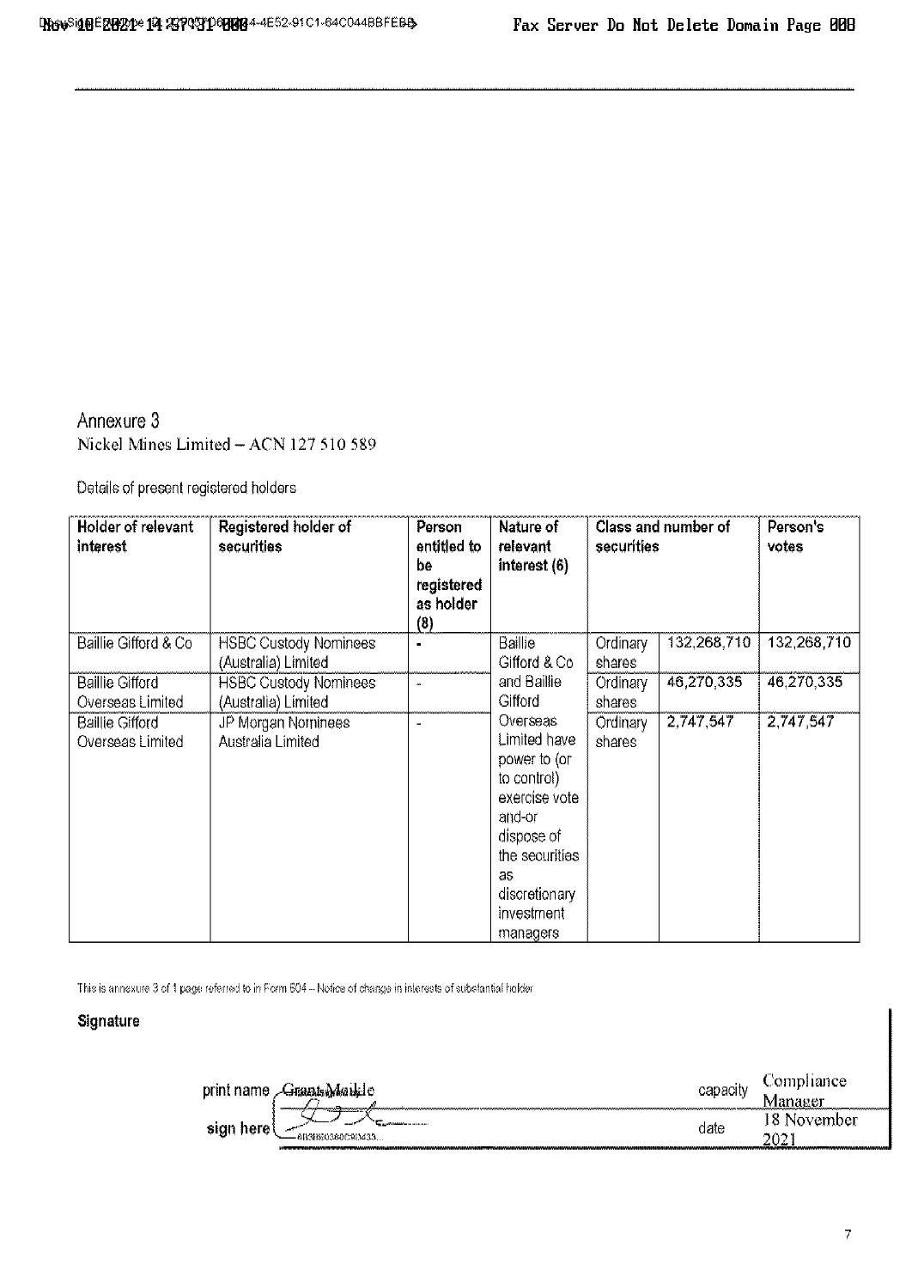# Annexure 3

Nickel Mines Limited – ACN 127 510 589

Details of present registered holders

| Holder of relevant interest | Registered holder of securities | Person entitled to be registered as holder (8) | Nature of relevant interest (6) | Class and number of securities | | Person's votes |
|---|---|---|---|---|---|---|
| Baillie Gifford & Co | HSBC Custody Nominees (Australia) Limited | - | Baillie Gifford & Co and Baillie Gifford Overseas Limited have power to (or to control) exercise vote and-or dispose of the securities as discretionary investment managers | Ordinary shares | 132,268,710 | 132,268,710 |
| Baillie Gifford Overseas Limited | HSBC Custody Nominees (Australia) Limited | - | | Ordinary shares | 46,270,335 | 46,270,335 |
| Baillie Gifford Overseas Limited | JP Morgan Nominees Australia Limited | - | | Ordinary shares | 2,747,547 | 2,747,547 |

This is annexure 3 of 1 page referred to in Form 604 – Notice of change in interests of substantial holder

**Signature**

print name Grant Maikle capacity Compliance Manager

sign here date 18 November 2021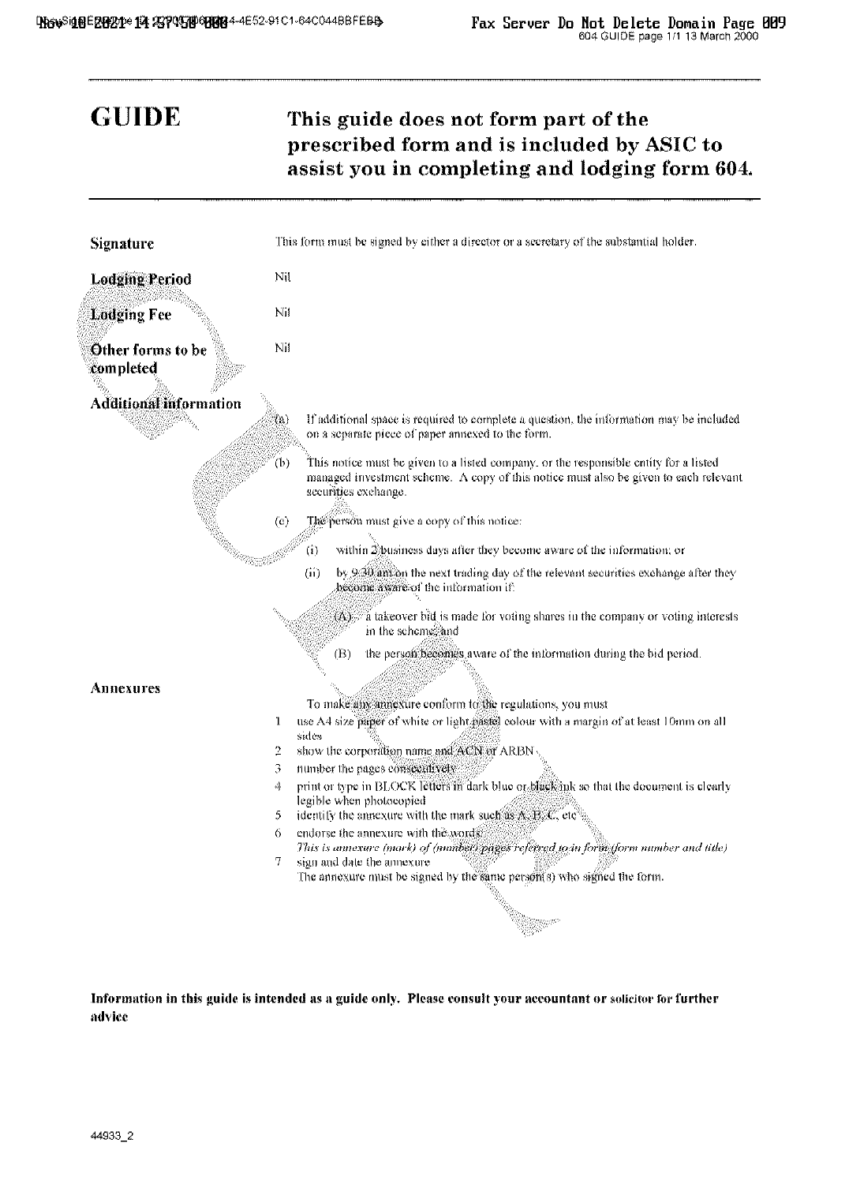# GUIDE

## This guide does not form part of the prescribed form and is included by ASIC to assist you in completing and lodging form 604.

**Signature**

This form must be signed by either a director or a secretary of the substantial holder.

**Lodging Period**

Nil

**Lodging Fee**

Nil

**Other forms to be completed**

Nil

**Additional information**

(a) If additional space is required to complete a question, the information may be included on a separate piece of paper annexed to the form.

(b) This notice must be given to a listed company, or the responsible entity for a listed managed investment scheme. A copy of this notice must also be given to each relevant securities exchange.

(c) The person must give a copy of this notice:

(i) within 2 business days after they become aware of the information; or

(ii) by 9:30 am on the next trading day of the relevant securities exchange after they become aware of the information if:

(A) a takeover bid is made for voting shares in the company or voting interests in the scheme; and

(B) the person becomes aware of the information during the bid period.

**Annexures**

To make any annexure conform to the regulations, you must

1. use A4 size paper of white or light pastel colour with a margin of at least 10mm on all sides
2. show the corporation name and ACN or ARBN
3. number the pages consecutively
4. print or type in BLOCK letters in dark blue or black ink so that the document is clearly legible when photocopied
5. identify the annexure with the mark such as A, B, C, etc
6. endorse the annexure with the words:
   *This is annexure (mark) of (number) pages referred to in form (form number and title)*
7. sign and date the annexure
   The annexure must be signed by the same person(s) who signed the form.

**Information in this guide is intended as a guide only. Please consult your accountant or solicitor for further advice**

44933_2